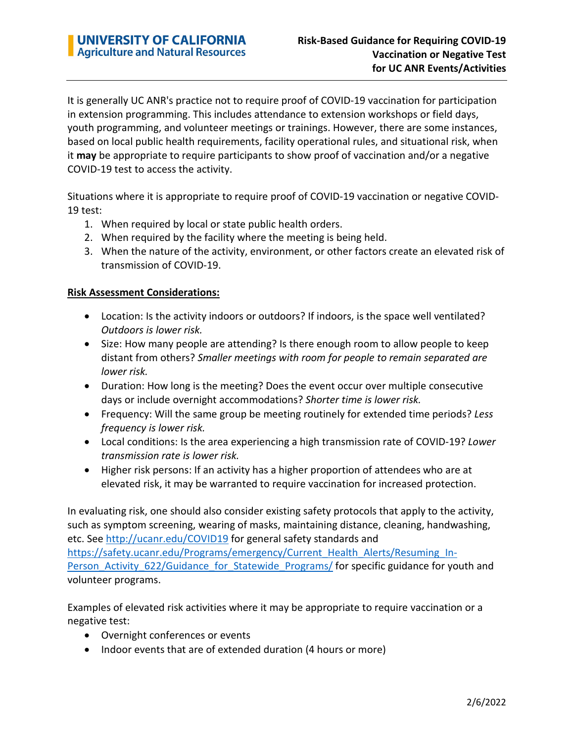**UNIVERSITY OF CALIFORNIA**
**Agriculture and Natural Resources**

# Risk-Based Guidance for Requiring COVID-19 Vaccination or Negative Test for UC ANR Events/Activities

It is generally UC ANR's practice not to require proof of COVID-19 vaccination for participation in extension programming. This includes attendance to extension workshops or field days, youth programming, and volunteer meetings or trainings. However, there are some instances, based on local public health requirements, facility operational rules, and situational risk, when it **may** be appropriate to require participants to show proof of vaccination and/or a negative COVID-19 test to access the activity.

Situations where it is appropriate to require proof of COVID-19 vaccination or negative COVID-19 test:

1. When required by local or state public health orders.
2. When required by the facility where the meeting is being held.
3. When the nature of the activity, environment, or other factors create an elevated risk of transmission of COVID-19.

**Risk Assessment Considerations:**

- Location: Is the activity indoors or outdoors? If indoors, is the space well ventilated? *Outdoors is lower risk.*
- Size: How many people are attending? Is there enough room to allow people to keep distant from others? *Smaller meetings with room for people to remain separated are lower risk.*
- Duration: How long is the meeting? Does the event occur over multiple consecutive days or include overnight accommodations? *Shorter time is lower risk.*
- Frequency: Will the same group be meeting routinely for extended time periods? *Less frequency is lower risk.*
- Local conditions: Is the area experiencing a high transmission rate of COVID-19? *Lower transmission rate is lower risk.*
- Higher risk persons: If an activity has a higher proportion of attendees who are at elevated risk, it may be warranted to require vaccination for increased protection.

In evaluating risk, one should also consider existing safety protocols that apply to the activity, such as symptom screening, wearing of masks, maintaining distance, cleaning, handwashing, etc. See [http://ucanr.edu/COVID19](http://ucanr.edu/COVID19) for general safety standards and [https://safety.ucanr.edu/Programs/emergency/Current_Health_Alerts/Resuming_In-Person_Activity_622/Guidance_for_Statewide_Programs/](https://safety.ucanr.edu/Programs/emergency/Current_Health_Alerts/Resuming_In-Person_Activity_622/Guidance_for_Statewide_Programs/) for specific guidance for youth and volunteer programs.

Examples of elevated risk activities where it may be appropriate to require vaccination or a negative test:

- Overnight conferences or events
- Indoor events that are of extended duration (4 hours or more)

2/6/2022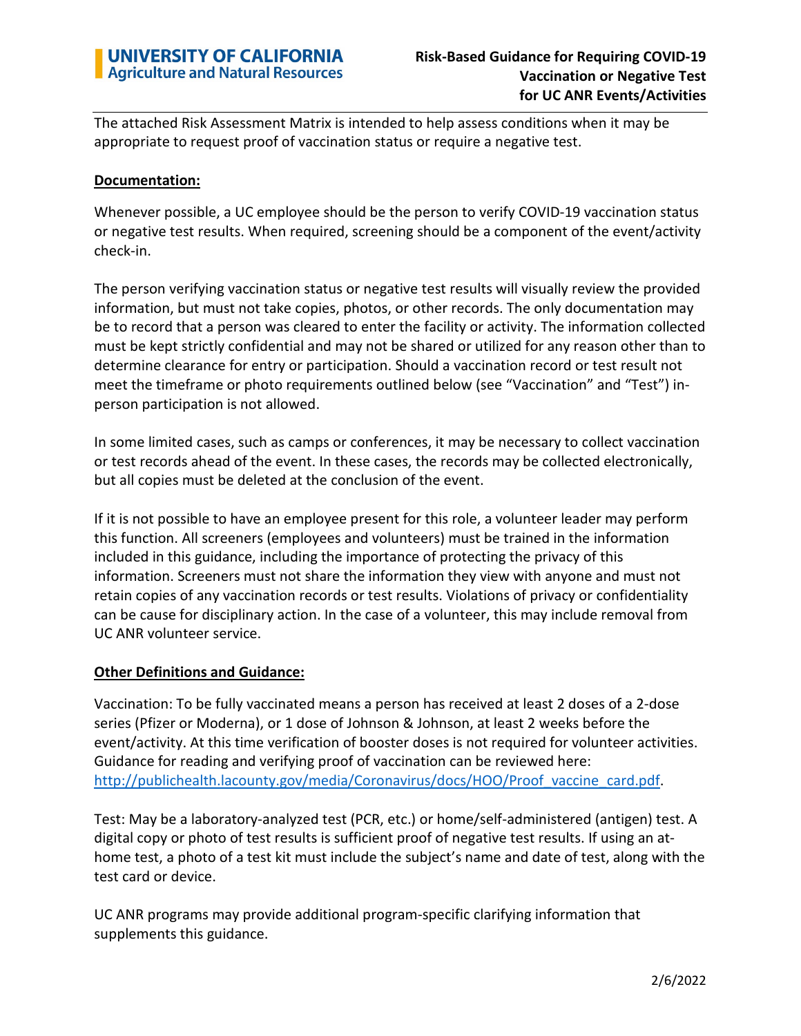The attached Risk Assessment Matrix is intended to help assess conditions when it may be appropriate to request proof of vaccination status or require a negative test.

**Documentation:**

Whenever possible, a UC employee should be the person to verify COVID-19 vaccination status or negative test results. When required, screening should be a component of the event/activity check-in.

The person verifying vaccination status or negative test results will visually review the provided information, but must not take copies, photos, or other records. The only documentation may be to record that a person was cleared to enter the facility or activity. The information collected must be kept strictly confidential and may not be shared or utilized for any reason other than to determine clearance for entry or participation. Should a vaccination record or test result not meet the timeframe or photo requirements outlined below (see "Vaccination" and "Test") in-person participation is not allowed.

In some limited cases, such as camps or conferences, it may be necessary to collect vaccination or test records ahead of the event. In these cases, the records may be collected electronically, but all copies must be deleted at the conclusion of the event.

If it is not possible to have an employee present for this role, a volunteer leader may perform this function. All screeners (employees and volunteers) must be trained in the information included in this guidance, including the importance of protecting the privacy of this information. Screeners must not share the information they view with anyone and must not retain copies of any vaccination records or test results. Violations of privacy or confidentiality can be cause for disciplinary action. In the case of a volunteer, this may include removal from UC ANR volunteer service.

**Other Definitions and Guidance:**

Vaccination: To be fully vaccinated means a person has received at least 2 doses of a 2-dose series (Pfizer or Moderna), or 1 dose of Johnson & Johnson, at least 2 weeks before the event/activity. At this time verification of booster doses is not required for volunteer activities. Guidance for reading and verifying proof of vaccination can be reviewed here: [http://publichealth.lacounty.gov/media/Coronavirus/docs/HOO/Proof_vaccine_card.pdf](http://publichealth.lacounty.gov/media/Coronavirus/docs/HOO/Proof_vaccine_card.pdf).

Test: May be a laboratory-analyzed test (PCR, etc.) or home/self-administered (antigen) test. A digital copy or photo of test results is sufficient proof of negative test results. If using an at-home test, a photo of a test kit must include the subject's name and date of test, along with the test card or device.

UC ANR programs may provide additional program-specific clarifying information that supplements this guidance.

2/6/2022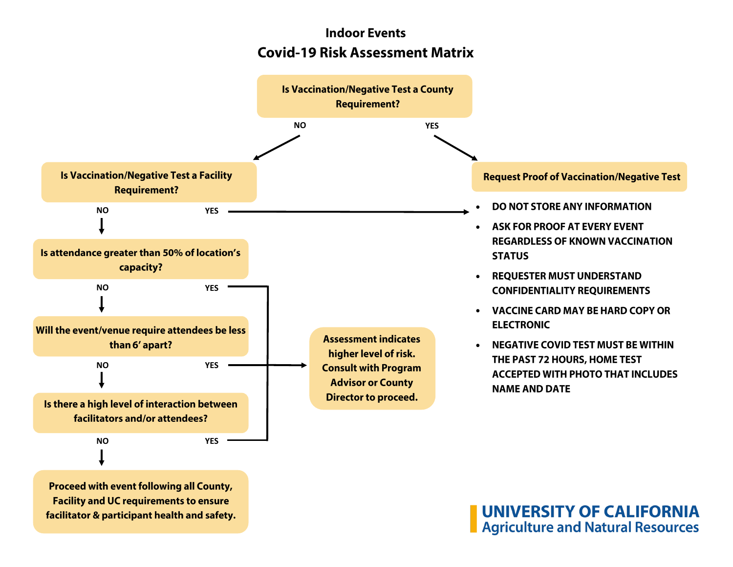## Indoor Events

# Covid-19 Risk Assessment Matrix

**Is Vaccination/Negative Test a County Requirement?**

NO

YES

**Is Vaccination/Negative Test a Facility Requirement?**

NO

YES

**Request Proof of Vaccination/Negative Test**

- **DO NOT STORE ANY INFORMATION**
- **ASK FOR PROOF AT EVERY EVENT REGARDLESS OF KNOWN VACCINATION STATUS**
- **REQUESTER MUST UNDERSTAND CONFIDENTIALITY REQUIREMENTS**
- **VACCINE CARD MAY BE HARD COPY OR ELECTRONIC**
- **NEGATIVE COVID TEST MUST BE WITHIN THE PAST 72 HOURS, HOME TEST ACCEPTED WITH PHOTO THAT INCLUDES NAME AND DATE**

**Is attendance greater than 50% of location's capacity?**

NO

YES

**Will the event/venue require attendees be less than 6' apart?**

NO

YES

**Is there a high level of interaction between facilitators and/or attendees?**

NO

YES

**Assessment indicates higher level of risk. Consult with Program Advisor or County Director to proceed.**

**Proceed with event following all County, Facility and UC requirements to ensure facilitator & participant health and safety.**

UNIVERSITY OF CALIFORNIA
Agriculture and Natural Resources